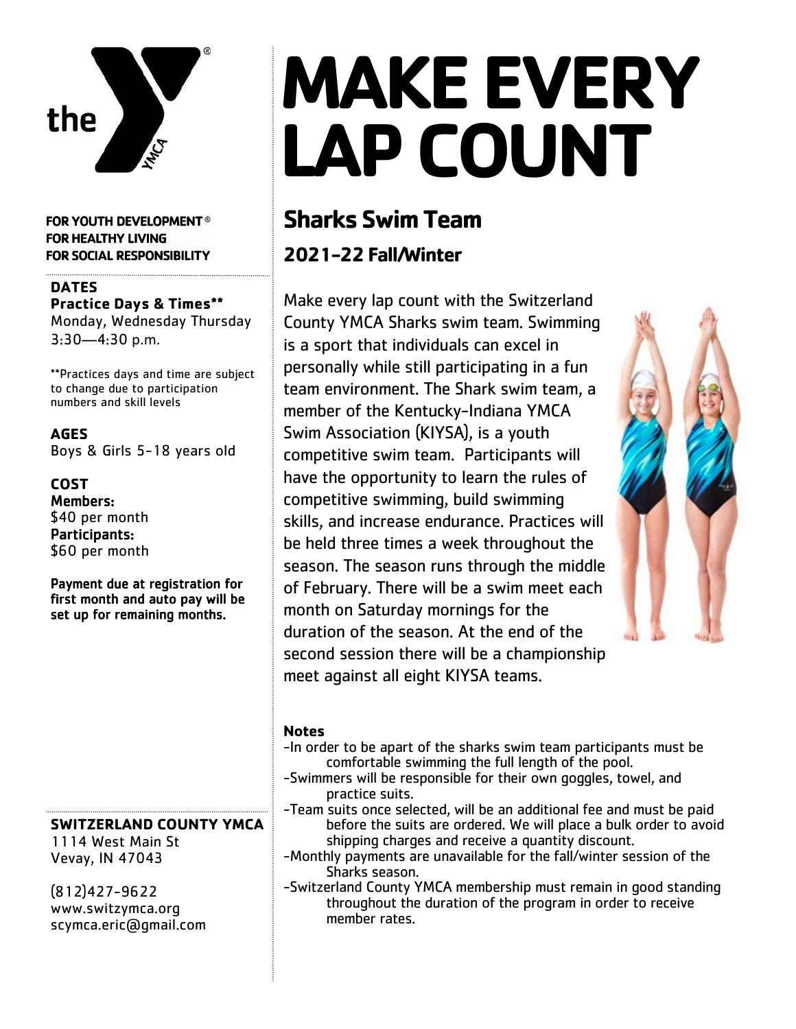FOR YOUTH DEVELOPMENT®
FOR HEALTHY LIVING
FOR SOCIAL RESPONSIBILITY

**DATES**

**Practice Days & Times****

Monday, Wednesday Thursday
3:30—4:30 p.m.

**Practices days and time are subject to change due to participation numbers and skill levels

**AGES**

Boys & Girls 5-18 years old

**COST**

**Members:**
$40 per month

**Participants:**
$60 per month

**Payment due at registration for first month and auto pay will be set up for remaining months.**

**SWITZERLAND COUNTY YMCA**

1114 West Main St
Vevay, IN 47043

(812)427-9622
www.switzymca.org
scymca.eric@gmail.com

# MAKE EVERY LAP COUNT

## Sharks Swim Team

### 2021-22 Fall/Winter

Make every lap count with the Switzerland County YMCA Sharks swim team. Swimming is a sport that individuals can excel in personally while still participating in a fun team environment. The Shark swim team, a member of the Kentucky-Indiana YMCA Swim Association (KIYSA), is a youth competitive swim team. Participants will have the opportunity to learn the rules of competitive swimming, build swimming skills, and increase endurance. Practices will be held three times a week throughout the season. The season runs through the middle of February. There will be a swim meet each month on Saturday mornings for the duration of the season. At the end of the second session there will be a championship meet against all eight KIYSA teams.

**Notes**

-In order to be apart of the sharks swim team participants must be comfortable swimming the full length of the pool.
-Swimmers will be responsible for their own goggles, towel, and practice suits.
-Team suits once selected, will be an additional fee and must be paid before the suits are ordered. We will place a bulk order to avoid shipping charges and receive a quantity discount.
-Monthly payments are unavailable for the fall/winter session of the Sharks season.
-Switzerland County YMCA membership must remain in good standing throughout the duration of the program in order to receive member rates.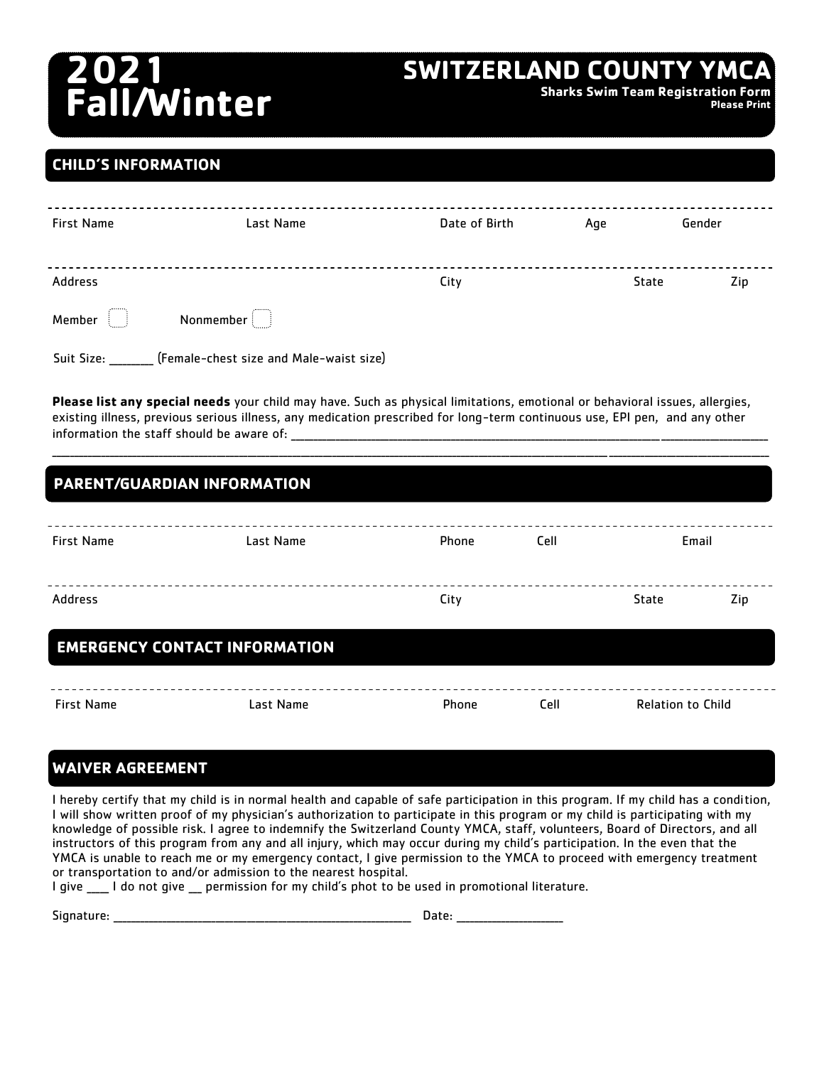# 2021 Fall/Winter

## SWITZERLAND COUNTY YMCA

**Sharks Swim Team Registration Form**
**Please Print**

## CHILD'S INFORMATION

| First Name | Last Name | Date of Birth | Age | Gender |
|---|---|---|---|---|
| | | | | |

| Address | City | State | Zip |
|---|---|---|---|
| | | | |

Member ☐ Nonmember ☐

Suit Size: _______ (Female-chest size and Male-waist size)

**Please list any special needs** your child may have. Such as physical limitations, emotional or behavioral issues, allergies, existing illness, previous serious illness, any medication prescribed for long-term continuous use, EPI pen, and any other information the staff should be aware of: ________________________________________________________________________

________________________________________________________________________________________________

## PARENT/GUARDIAN INFORMATION

| First Name | Last Name | Phone | Cell | Email |
|---|---|---|---|---|
| | | | | |

| Address | City | State | Zip |
|---|---|---|---|
| | | | |

## EMERGENCY CONTACT INFORMATION

| First Name | Last Name | Phone | Cell | Relation to Child |
|---|---|---|---|---|
| | | | | |

## WAIVER AGREEMENT

I hereby certify that my child is in normal health and capable of safe participation in this program. If my child has a condition, I will show written proof of my physician's authorization to participate in this program or my child is participating with my knowledge of possible risk. I agree to indemnify the Switzerland County YMCA, staff, volunteers, Board of Directors, and all instructors of this program from any and all injury, which may occur during my child's participation. In the even that the YMCA is unable to reach me or my emergency contact, I give permission to the YMCA to proceed with emergency treatment or transportation to and/or admission to the nearest hospital.
I give ____ I do not give __ permission for my child's phot to be used in promotional literature.

Signature: ______________________________________________ Date: _________________